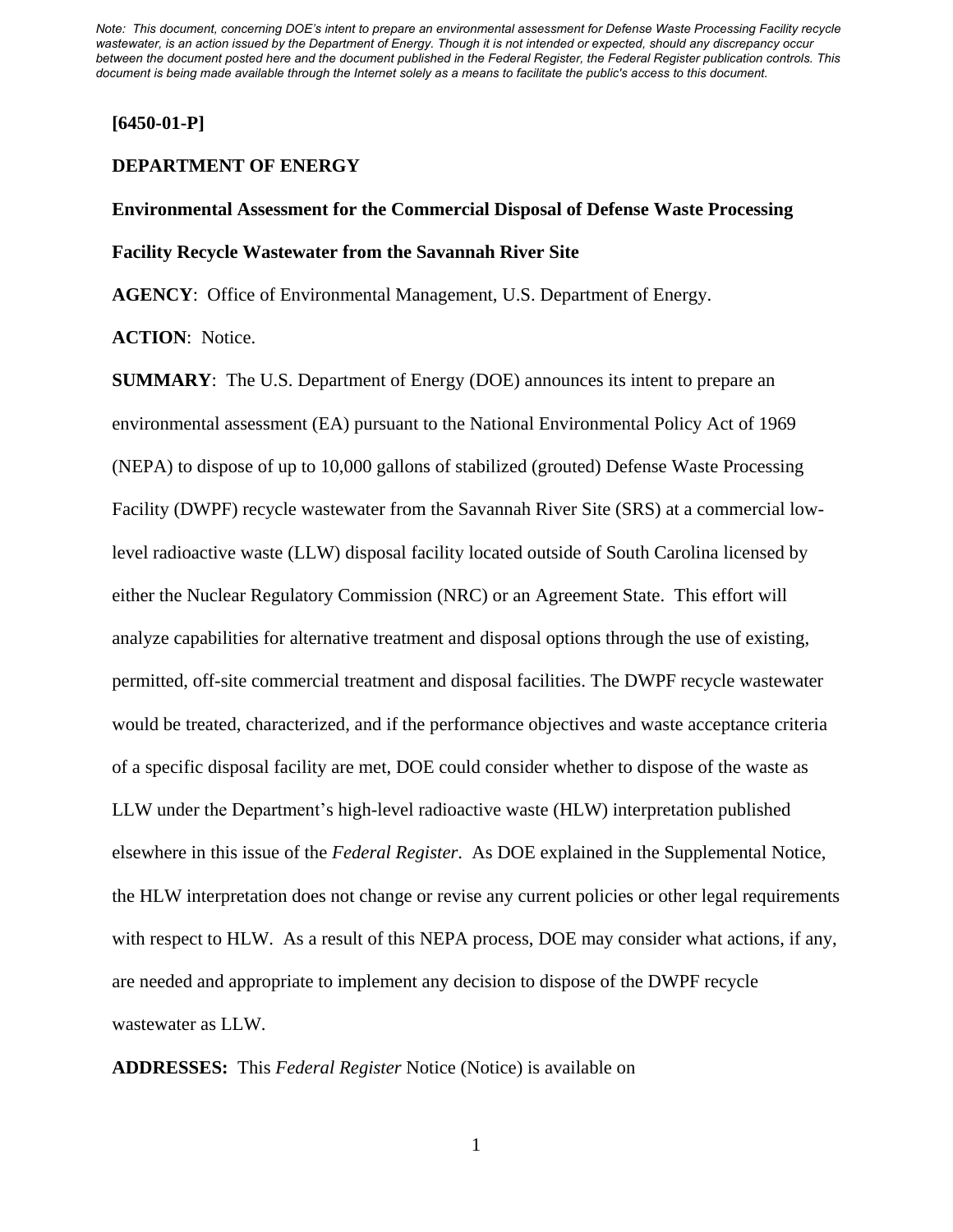*Note: This document, concerning DOE's intent to prepare an environmental assessment for Defense Waste Processing Facility recycle wastewater, is an action issued by the Department of Energy. Though it is not intended or expected, should any discrepancy occur between the document posted here and the document published in the Federal Register, the Federal Register publication controls. This document is being made available through the Internet solely as a means to facilitate the public's access to this document.*

**[6450-01-P]**

**DEPARTMENT OF ENERGY**

**Environmental Assessment for the Commercial Disposal of Defense Waste Processing Facility Recycle Wastewater from the Savannah River Site**

**AGENCY**: Office of Environmental Management, U.S. Department of Energy.

**ACTION**: Notice.

**SUMMARY**: The U.S. Department of Energy (DOE) announces its intent to prepare an environmental assessment (EA) pursuant to the National Environmental Policy Act of 1969 (NEPA) to dispose of up to 10,000 gallons of stabilized (grouted) Defense Waste Processing Facility (DWPF) recycle wastewater from the Savannah River Site (SRS) at a commercial low-level radioactive waste (LLW) disposal facility located outside of South Carolina licensed by either the Nuclear Regulatory Commission (NRC) or an Agreement State. This effort will analyze capabilities for alternative treatment and disposal options through the use of existing, permitted, off-site commercial treatment and disposal facilities. The DWPF recycle wastewater would be treated, characterized, and if the performance objectives and waste acceptance criteria of a specific disposal facility are met, DOE could consider whether to dispose of the waste as LLW under the Department's high-level radioactive waste (HLW) interpretation published elsewhere in this issue of the *Federal Register*. As DOE explained in the Supplemental Notice, the HLW interpretation does not change or revise any current policies or other legal requirements with respect to HLW. As a result of this NEPA process, DOE may consider what actions, if any, are needed and appropriate to implement any decision to dispose of the DWPF recycle wastewater as LLW.

**ADDRESSES:** This *Federal Register* Notice (Notice) is available on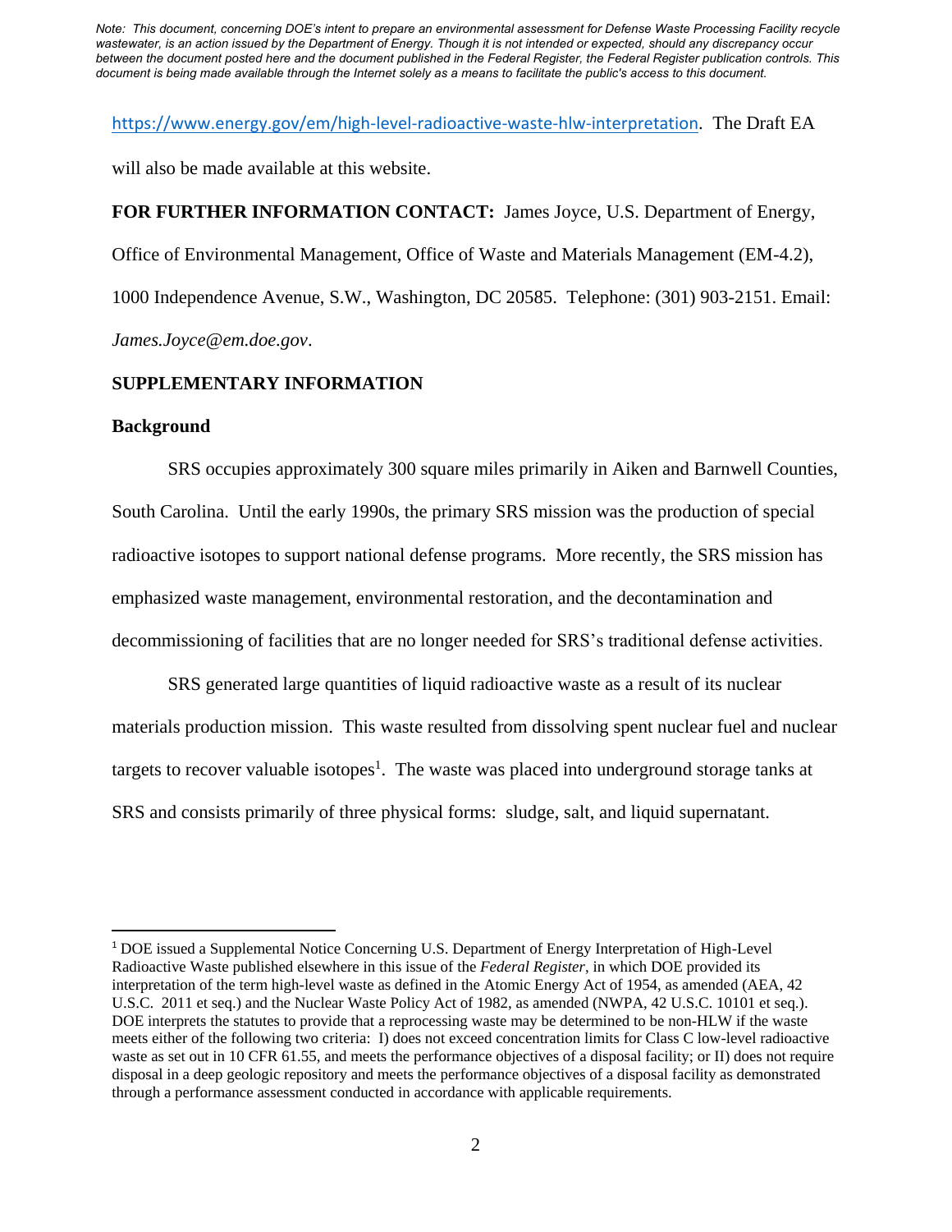*Note: This document, concerning DOE's intent to prepare an environmental assessment for Defense Waste Processing Facility recycle wastewater, is an action issued by the Department of Energy. Though it is not intended or expected, should any discrepancy occur between the document posted here and the document published in the Federal Register, the Federal Register publication controls. This document is being made available through the Internet solely as a means to facilitate the public's access to this document.*

https://www.energy.gov/em/high-level-radioactive-waste-hlw-interpretation. The Draft EA will also be made available at this website.

**FOR FURTHER INFORMATION CONTACT:** James Joyce, U.S. Department of Energy, Office of Environmental Management, Office of Waste and Materials Management (EM-4.2), 1000 Independence Avenue, S.W., Washington, DC 20585. Telephone: (301) 903-2151. Email: *James.Joyce@em.doe.gov*.

**SUPPLEMENTARY INFORMATION**

**Background**

SRS occupies approximately 300 square miles primarily in Aiken and Barnwell Counties, South Carolina. Until the early 1990s, the primary SRS mission was the production of special radioactive isotopes to support national defense programs. More recently, the SRS mission has emphasized waste management, environmental restoration, and the decontamination and decommissioning of facilities that are no longer needed for SRS's traditional defense activities.

SRS generated large quantities of liquid radioactive waste as a result of its nuclear materials production mission. This waste resulted from dissolving spent nuclear fuel and nuclear targets to recover valuable isotopes[1]. The waste was placed into underground storage tanks at SRS and consists primarily of three physical forms: sludge, salt, and liquid supernatant.

[1] DOE issued a Supplemental Notice Concerning U.S. Department of Energy Interpretation of High-Level Radioactive Waste published elsewhere in this issue of the *Federal Register*, in which DOE provided its interpretation of the term high-level waste as defined in the Atomic Energy Act of 1954, as amended (AEA, 42 U.S.C. 2011 et seq.) and the Nuclear Waste Policy Act of 1982, as amended (NWPA, 42 U.S.C. 10101 et seq.). DOE interprets the statutes to provide that a reprocessing waste may be determined to be non-HLW if the waste meets either of the following two criteria: I) does not exceed concentration limits for Class C low-level radioactive waste as set out in 10 CFR 61.55, and meets the performance objectives of a disposal facility; or II) does not require disposal in a deep geologic repository and meets the performance objectives of a disposal facility as demonstrated through a performance assessment conducted in accordance with applicable requirements.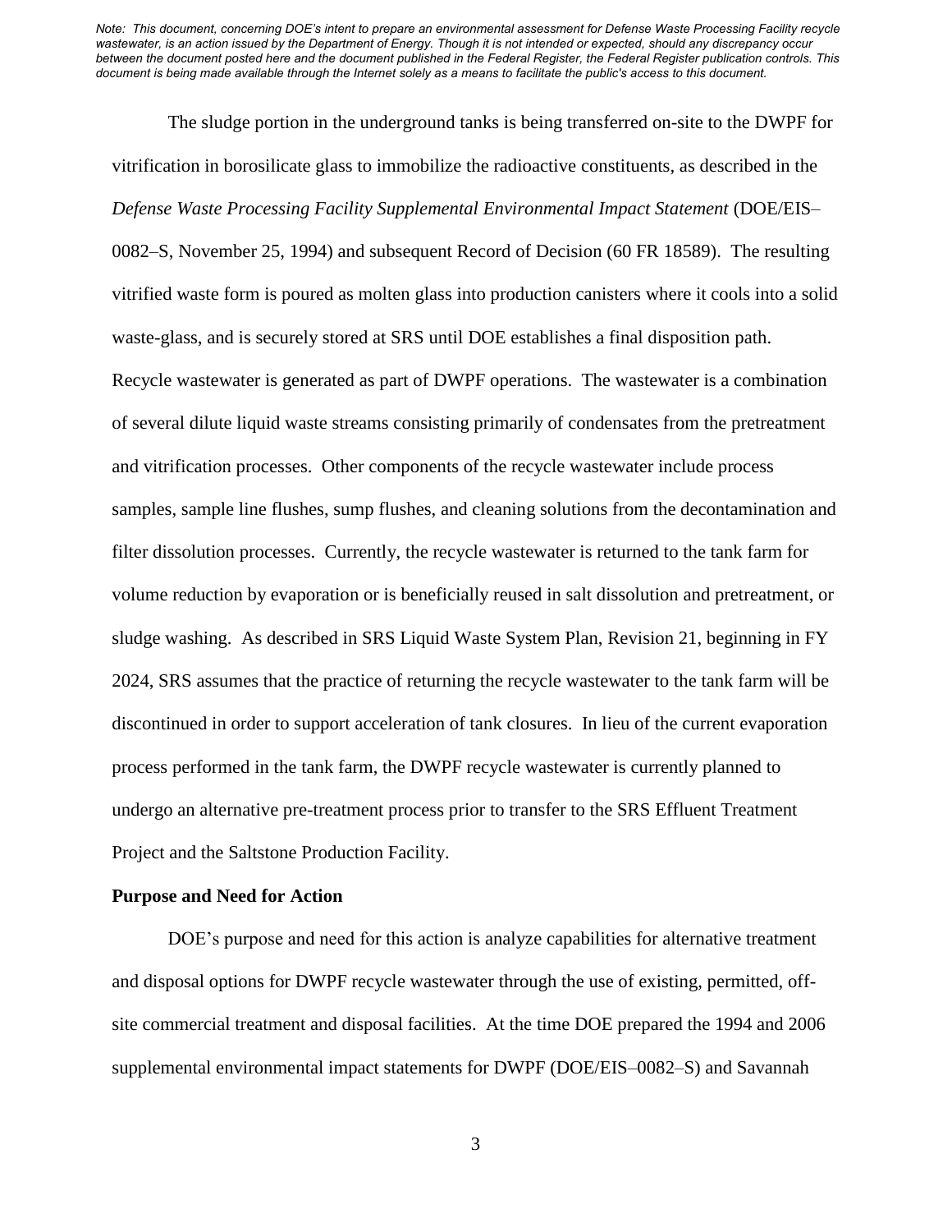*Note: This document, concerning DOE's intent to prepare an environmental assessment for Defense Waste Processing Facility recycle wastewater, is an action issued by the Department of Energy. Though it is not intended or expected, should any discrepancy occur between the document posted here and the document published in the Federal Register, the Federal Register publication controls. This document is being made available through the Internet solely as a means to facilitate the public's access to this document.*

The sludge portion in the underground tanks is being transferred on-site to the DWPF for vitrification in borosilicate glass to immobilize the radioactive constituents, as described in the *Defense Waste Processing Facility Supplemental Environmental Impact Statement* (DOE/EIS–0082–S, November 25, 1994) and subsequent Record of Decision (60 FR 18589). The resulting vitrified waste form is poured as molten glass into production canisters where it cools into a solid waste-glass, and is securely stored at SRS until DOE establishes a final disposition path. Recycle wastewater is generated as part of DWPF operations. The wastewater is a combination of several dilute liquid waste streams consisting primarily of condensates from the pretreatment and vitrification processes. Other components of the recycle wastewater include process samples, sample line flushes, sump flushes, and cleaning solutions from the decontamination and filter dissolution processes. Currently, the recycle wastewater is returned to the tank farm for volume reduction by evaporation or is beneficially reused in salt dissolution and pretreatment, or sludge washing. As described in SRS Liquid Waste System Plan, Revision 21, beginning in FY 2024, SRS assumes that the practice of returning the recycle wastewater to the tank farm will be discontinued in order to support acceleration of tank closures. In lieu of the current evaporation process performed in the tank farm, the DWPF recycle wastewater is currently planned to undergo an alternative pre-treatment process prior to transfer to the SRS Effluent Treatment Project and the Saltstone Production Facility.

**Purpose and Need for Action**

DOE's purpose and need for this action is analyze capabilities for alternative treatment and disposal options for DWPF recycle wastewater through the use of existing, permitted, off-site commercial treatment and disposal facilities. At the time DOE prepared the 1994 and 2006 supplemental environmental impact statements for DWPF (DOE/EIS–0082–S) and Savannah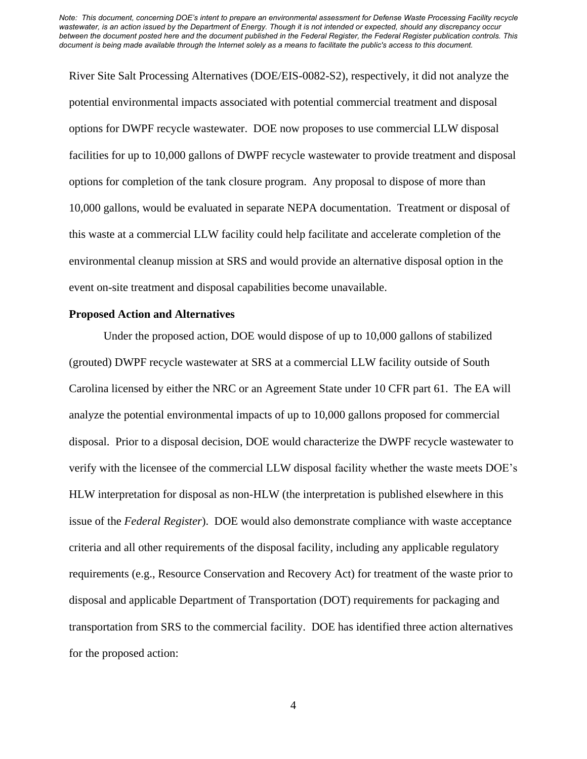River Site Salt Processing Alternatives (DOE/EIS-0082-S2), respectively, it did not analyze the potential environmental impacts associated with potential commercial treatment and disposal options for DWPF recycle wastewater. DOE now proposes to use commercial LLW disposal facilities for up to 10,000 gallons of DWPF recycle wastewater to provide treatment and disposal options for completion of the tank closure program. Any proposal to dispose of more than 10,000 gallons, would be evaluated in separate NEPA documentation. Treatment or disposal of this waste at a commercial LLW facility could help facilitate and accelerate completion of the environmental cleanup mission at SRS and would provide an alternative disposal option in the event on-site treatment and disposal capabilities become unavailable.

**Proposed Action and Alternatives**

Under the proposed action, DOE would dispose of up to 10,000 gallons of stabilized (grouted) DWPF recycle wastewater at SRS at a commercial LLW facility outside of South Carolina licensed by either the NRC or an Agreement State under 10 CFR part 61. The EA will analyze the potential environmental impacts of up to 10,000 gallons proposed for commercial disposal. Prior to a disposal decision, DOE would characterize the DWPF recycle wastewater to verify with the licensee of the commercial LLW disposal facility whether the waste meets DOE's HLW interpretation for disposal as non-HLW (the interpretation is published elsewhere in this issue of the *Federal Register*). DOE would also demonstrate compliance with waste acceptance criteria and all other requirements of the disposal facility, including any applicable regulatory requirements (e.g., Resource Conservation and Recovery Act) for treatment of the waste prior to disposal and applicable Department of Transportation (DOT) requirements for packaging and transportation from SRS to the commercial facility. DOE has identified three action alternatives for the proposed action: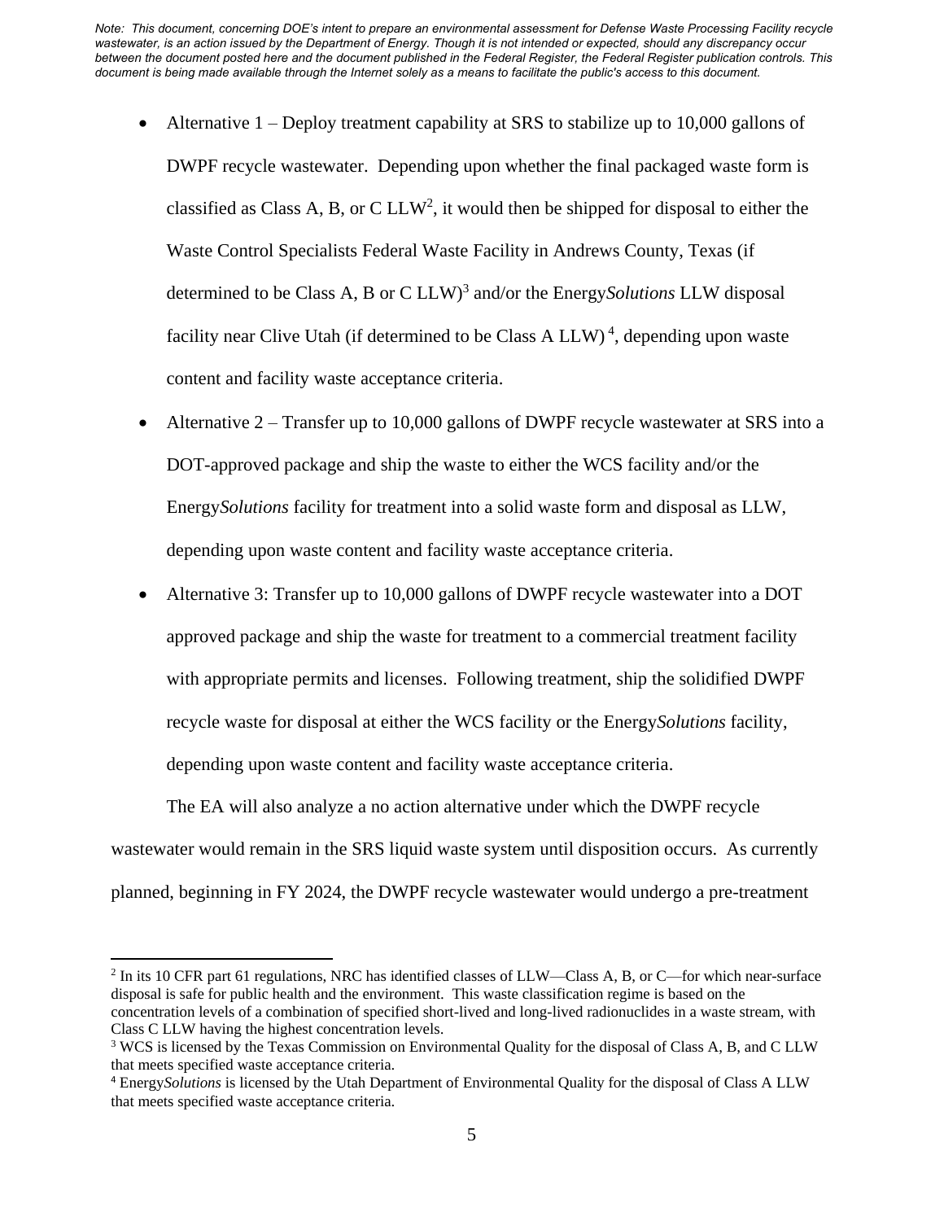*Note: This document, concerning DOE's intent to prepare an environmental assessment for Defense Waste Processing Facility recycle wastewater, is an action issued by the Department of Energy. Though it is not intended or expected, should any discrepancy occur between the document posted here and the document published in the Federal Register, the Federal Register publication controls. This document is being made available through the Internet solely as a means to facilitate the public's access to this document.*

- Alternative 1 – Deploy treatment capability at SRS to stabilize up to 10,000 gallons of DWPF recycle wastewater. Depending upon whether the final packaged waste form is classified as Class A, B, or C LLW[2], it would then be shipped for disposal to either the Waste Control Specialists Federal Waste Facility in Andrews County, Texas (if determined to be Class A, B or C LLW)[3] and/or the Energy*Solutions* LLW disposal facility near Clive Utah (if determined to be Class A LLW)[4], depending upon waste content and facility waste acceptance criteria.
- Alternative 2 – Transfer up to 10,000 gallons of DWPF recycle wastewater at SRS into a DOT-approved package and ship the waste to either the WCS facility and/or the Energy*Solutions* facility for treatment into a solid waste form and disposal as LLW, depending upon waste content and facility waste acceptance criteria.
- Alternative 3: Transfer up to 10,000 gallons of DWPF recycle wastewater into a DOT approved package and ship the waste for treatment to a commercial treatment facility with appropriate permits and licenses. Following treatment, ship the solidified DWPF recycle waste for disposal at either the WCS facility or the Energy*Solutions* facility, depending upon waste content and facility waste acceptance criteria.

The EA will also analyze a no action alternative under which the DWPF recycle wastewater would remain in the SRS liquid waste system until disposition occurs. As currently planned, beginning in FY 2024, the DWPF recycle wastewater would undergo a pre-treatment

---

[2] In its 10 CFR part 61 regulations, NRC has identified classes of LLW—Class A, B, or C—for which near-surface disposal is safe for public health and the environment. This waste classification regime is based on the concentration levels of a combination of specified short-lived and long-lived radionuclides in a waste stream, with Class C LLW having the highest concentration levels.

[3] WCS is licensed by the Texas Commission on Environmental Quality for the disposal of Class A, B, and C LLW that meets specified waste acceptance criteria.

[4] Energy*Solutions* is licensed by the Utah Department of Environmental Quality for the disposal of Class A LLW that meets specified waste acceptance criteria.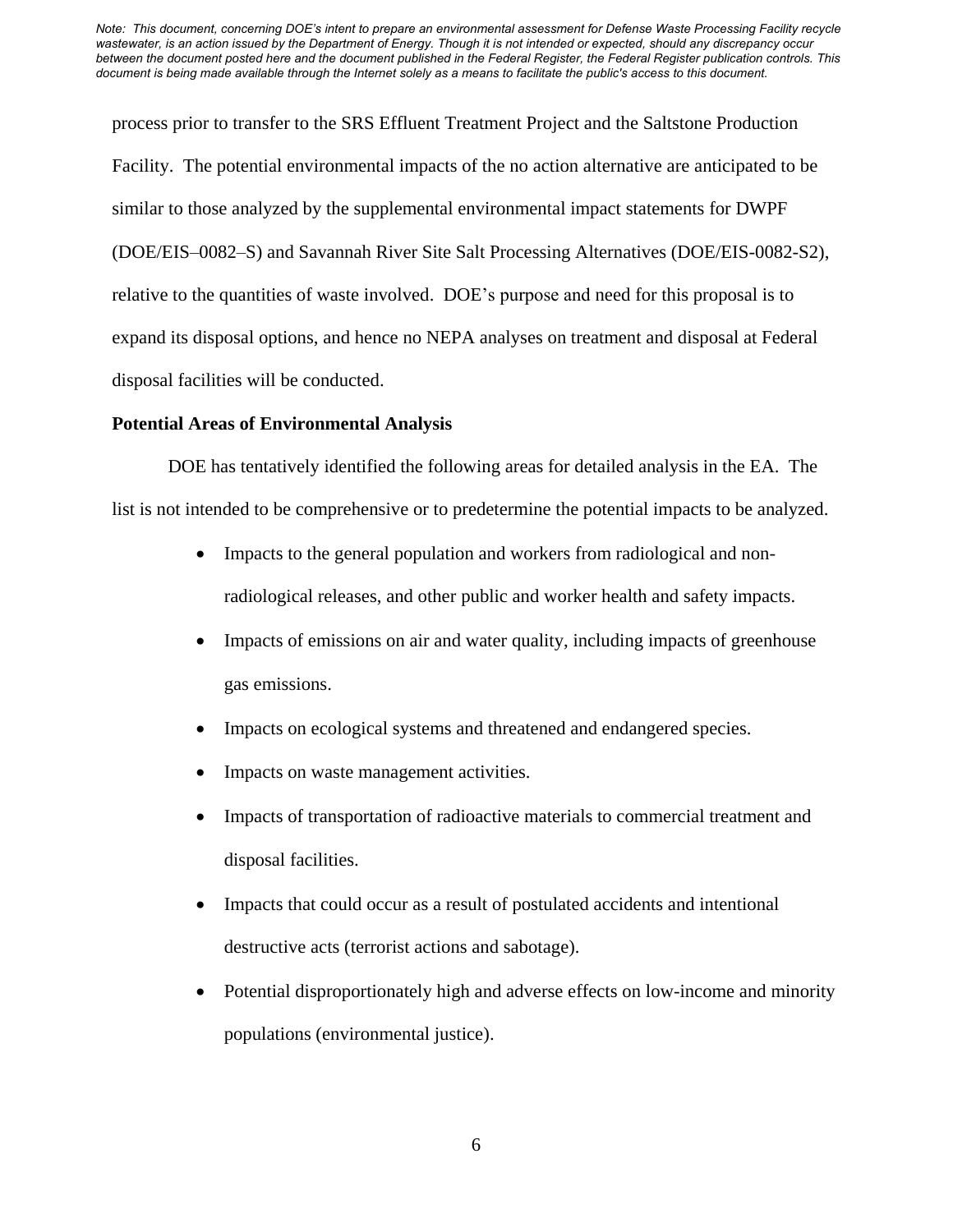process prior to transfer to the SRS Effluent Treatment Project and the Saltstone Production Facility. The potential environmental impacts of the no action alternative are anticipated to be similar to those analyzed by the supplemental environmental impact statements for DWPF (DOE/EIS–0082–S) and Savannah River Site Salt Processing Alternatives (DOE/EIS-0082-S2), relative to the quantities of waste involved. DOE's purpose and need for this proposal is to expand its disposal options, and hence no NEPA analyses on treatment and disposal at Federal disposal facilities will be conducted.

**Potential Areas of Environmental Analysis**

DOE has tentatively identified the following areas for detailed analysis in the EA. The list is not intended to be comprehensive or to predetermine the potential impacts to be analyzed.

- Impacts to the general population and workers from radiological and non-radiological releases, and other public and worker health and safety impacts.
- Impacts of emissions on air and water quality, including impacts of greenhouse gas emissions.
- Impacts on ecological systems and threatened and endangered species.
- Impacts on waste management activities.
- Impacts of transportation of radioactive materials to commercial treatment and disposal facilities.
- Impacts that could occur as a result of postulated accidents and intentional destructive acts (terrorist actions and sabotage).
- Potential disproportionately high and adverse effects on low-income and minority populations (environmental justice).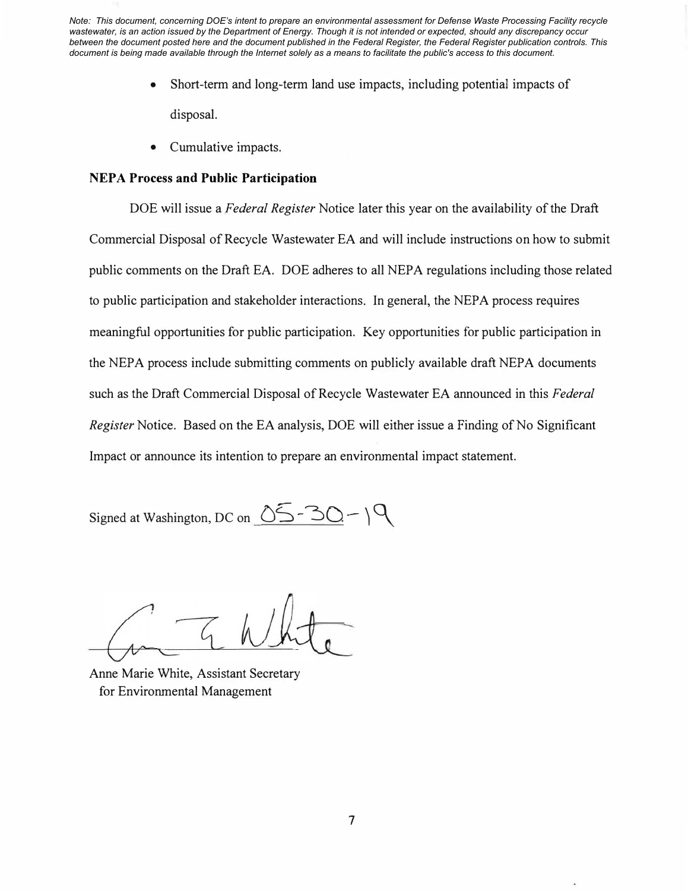*Note: This document, concerning DOE's intent to prepare an environmental assessment for Defense Waste Processing Facility recycle wastewater, is an action issued by the Department of Energy. Though it is not intended or expected, should any discrepancy occur between the document posted here and the document published in the Federal Register, the Federal Register publication controls. This document is being made available through the Internet solely as a means to facilitate the public's access to this document.*

- Short-term and long-term land use impacts, including potential impacts of disposal.
- Cumulative impacts.

**NEPA Process and Public Participation**

DOE will issue a *Federal Register* Notice later this year on the availability of the Draft Commercial Disposal of Recycle Wastewater EA and will include instructions on how to submit public comments on the Draft EA. DOE adheres to all NEPA regulations including those related to public participation and stakeholder interactions. In general, the NEPA process requires meaningful opportunities for public participation. Key opportunities for public participation in the NEPA process include submitting comments on publicly available draft NEPA documents such as the Draft Commercial Disposal of Recycle Wastewater EA announced in this *Federal Register* Notice. Based on the EA analysis, DOE will either issue a Finding of No Significant Impact or announce its intention to prepare an environmental impact statement.

Signed at Washington, DC on 05-30-19

Anne Marie White, Assistant Secretary
for Environmental Management